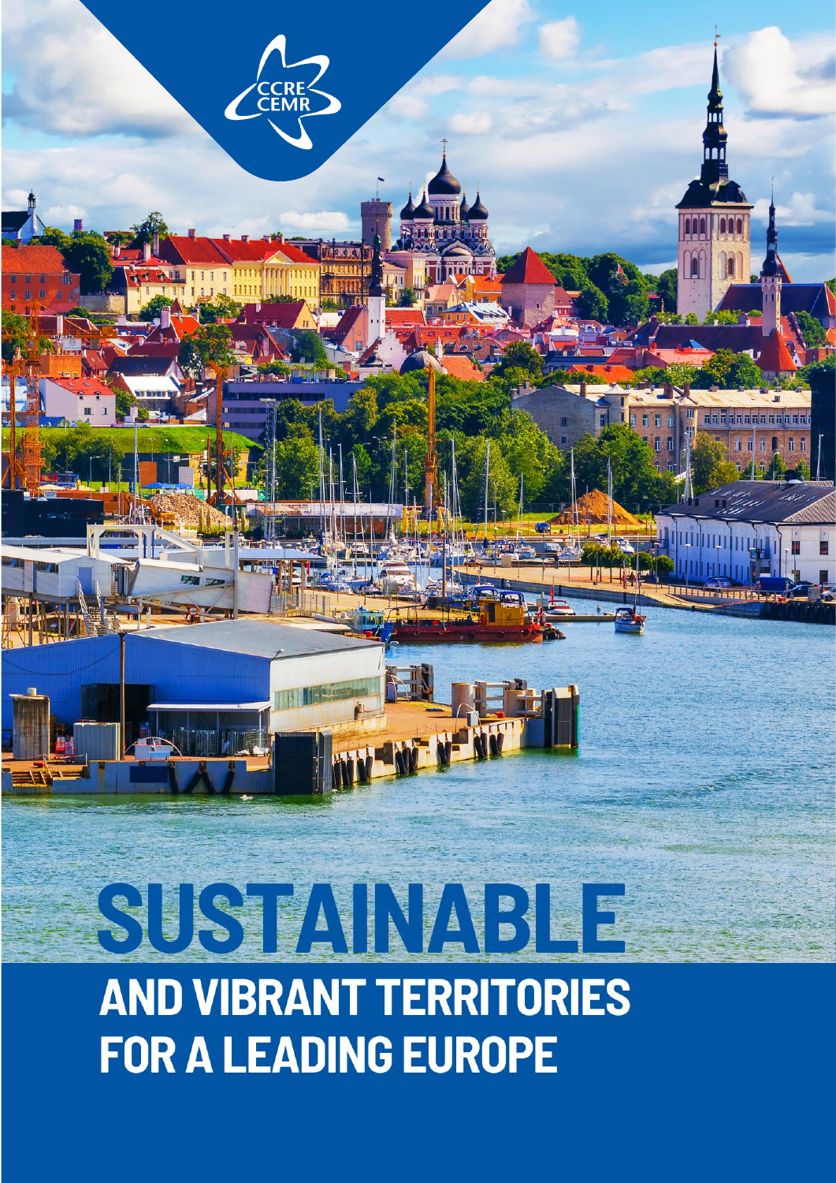CCRE
CEMR

# SUSTAINABLE AND VIBRANT TERRITORIES FOR A LEADING EUROPE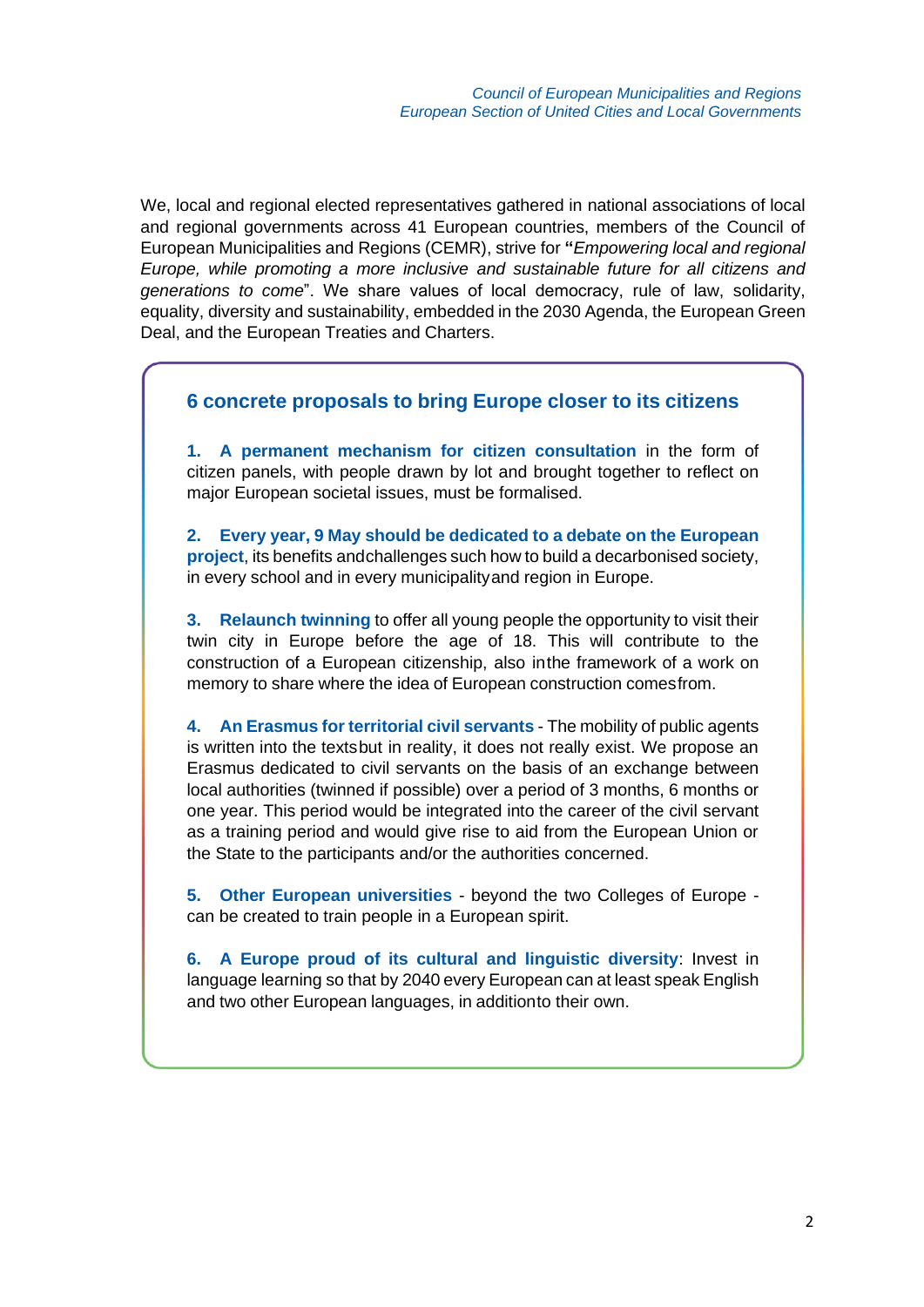We, local and regional elected representatives gathered in national associations of local and regional governments across 41 European countries, members of the Council of European Municipalities and Regions (CEMR), strive for **"***Empowering local and regional Europe, while promoting a more inclusive and sustainable future for all citizens and generations to come*". We share values of local democracy, rule of law, solidarity, equality, diversity and sustainability, embedded in the 2030 Agenda, the European Green Deal, and the European Treaties and Charters.

## 6 concrete proposals to bring Europe closer to its citizens

1. **A permanent mechanism for citizen consultation** in the form of citizen panels, with people drawn by lot and brought together to reflect on major European societal issues, must be formalised.

2. **Every year, 9 May should be dedicated to a debate on the European project**, its benefits andchallenges such how to build a decarbonised society, in every school and in every municipalityand region in Europe.

3. **Relaunch twinning** to offer all young people the opportunity to visit their twin city in Europe before the age of 18. This will contribute to the construction of a European citizenship, also inthe framework of a work on memory to share where the idea of European construction comesfrom.

4. **An Erasmus for territorial civil servants** - The mobility of public agents is written into the textsbut in reality, it does not really exist. We propose an Erasmus dedicated to civil servants on the basis of an exchange between local authorities (twinned if possible) over a period of 3 months, 6 months or one year. This period would be integrated into the career of the civil servant as a training period and would give rise to aid from the European Union or the State to the participants and/or the authorities concerned.

5. **Other European universities** - beyond the two Colleges of Europe - can be created to train people in a European spirit.

6. **A Europe proud of its cultural and linguistic diversity**: Invest in language learning so that by 2040 every European can at least speak English and two other European languages, in additionto their own.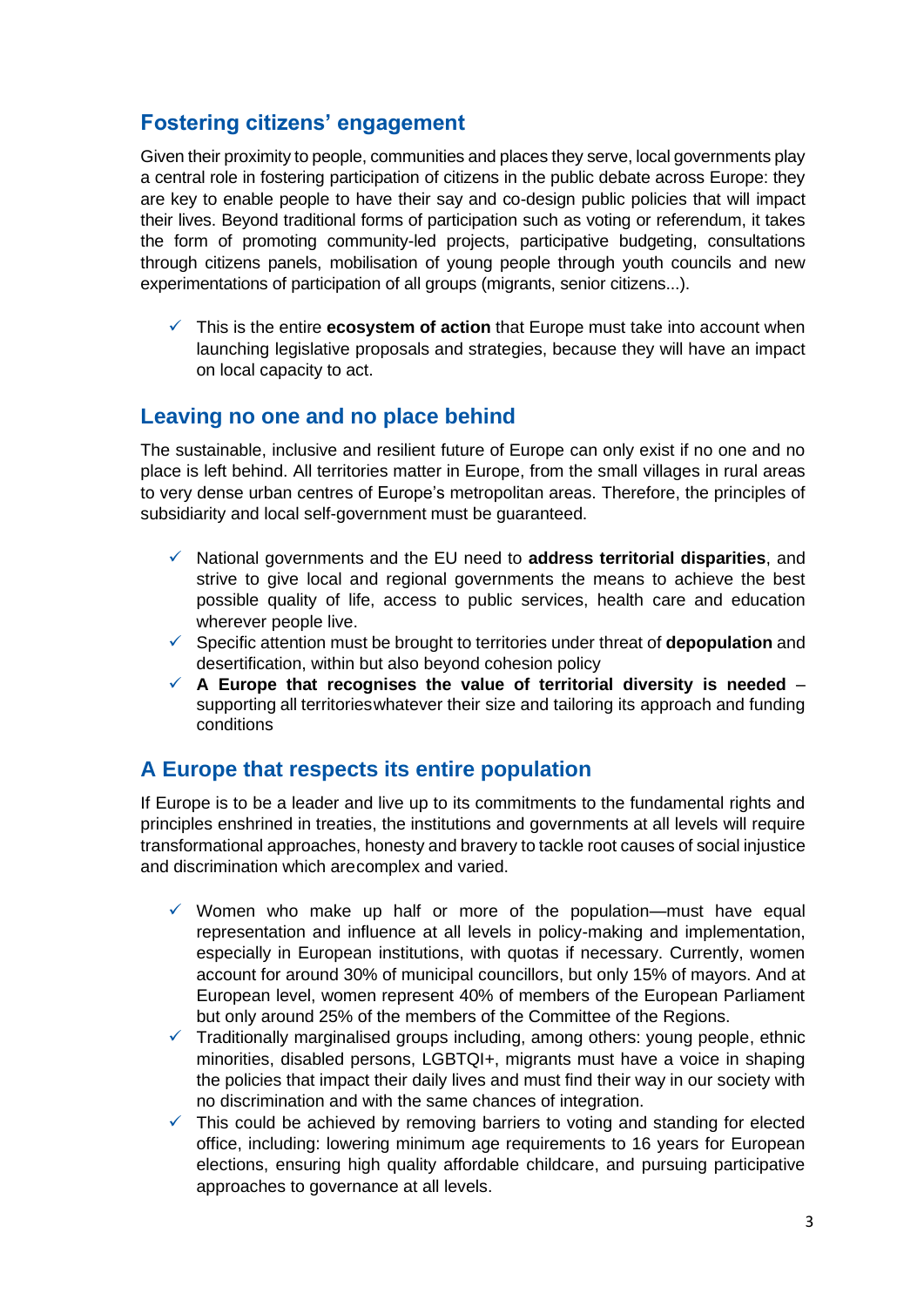## Fostering citizens' engagement

Given their proximity to people, communities and places they serve, local governments play a central role in fostering participation of citizens in the public debate across Europe: they are key to enable people to have their say and co-design public policies that will impact their lives. Beyond traditional forms of participation such as voting or referendum, it takes the form of promoting community-led projects, participative budgeting, consultations through citizens panels, mobilisation of young people through youth councils and new experimentations of participation of all groups (migrants, senior citizens...).

- ✓ This is the entire **ecosystem of action** that Europe must take into account when launching legislative proposals and strategies, because they will have an impact on local capacity to act.

## Leaving no one and no place behind

The sustainable, inclusive and resilient future of Europe can only exist if no one and no place is left behind. All territories matter in Europe, from the small villages in rural areas to very dense urban centres of Europe's metropolitan areas. Therefore, the principles of subsidiarity and local self-government must be guaranteed.

- ✓ National governments and the EU need to **address territorial disparities**, and strive to give local and regional governments the means to achieve the best possible quality of life, access to public services, health care and education wherever people live.
- ✓ Specific attention must be brought to territories under threat of **depopulation** and desertification, within but also beyond cohesion policy
- ✓ **A Europe that recognises the value of territorial diversity is needed** – supporting all territorieswhatever their size and tailoring its approach and funding conditions

## A Europe that respects its entire population

If Europe is to be a leader and live up to its commitments to the fundamental rights and principles enshrined in treaties, the institutions and governments at all levels will require transformational approaches, honesty and bravery to tackle root causes of social injustice and discrimination which arecomplex and varied.

- ✓ Women who make up half or more of the population—must have equal representation and influence at all levels in policy-making and implementation, especially in European institutions, with quotas if necessary. Currently, women account for around 30% of municipal councillors, but only 15% of mayors. And at European level, women represent 40% of members of the European Parliament but only around 25% of the members of the Committee of the Regions.
- ✓ Traditionally marginalised groups including, among others: young people, ethnic minorities, disabled persons, LGBTQI+, migrants must have a voice in shaping the policies that impact their daily lives and must find their way in our society with no discrimination and with the same chances of integration.
- ✓ This could be achieved by removing barriers to voting and standing for elected office, including: lowering minimum age requirements to 16 years for European elections, ensuring high quality affordable childcare, and pursuing participative approaches to governance at all levels.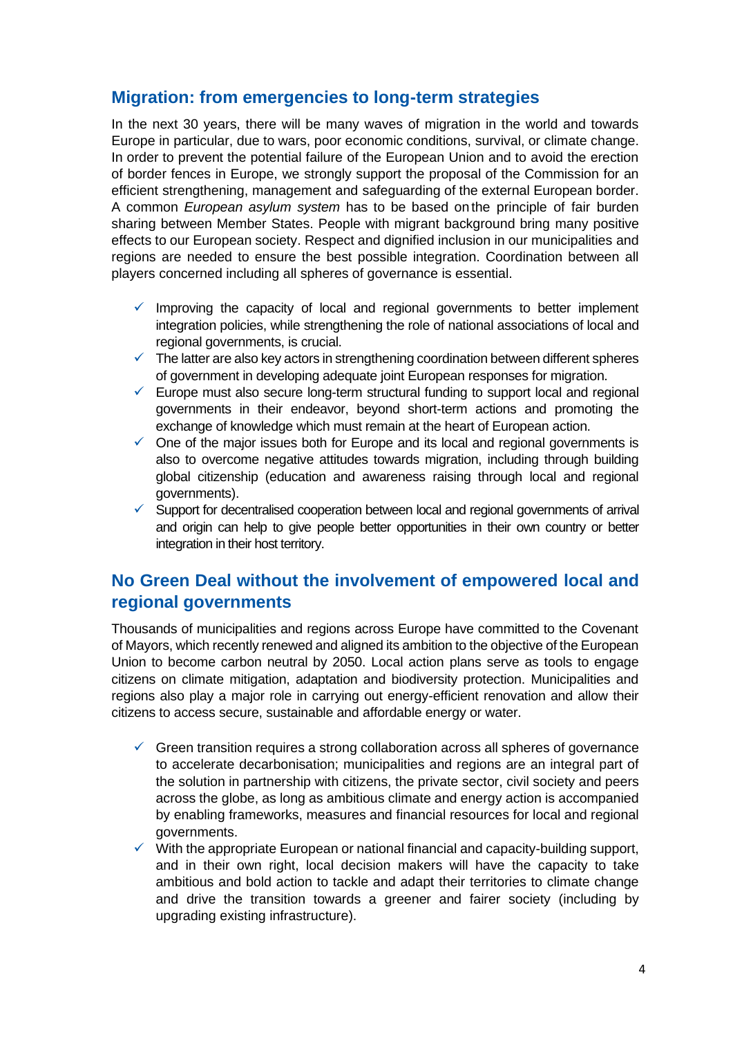## Migration: from emergencies to long-term strategies

In the next 30 years, there will be many waves of migration in the world and towards Europe in particular, due to wars, poor economic conditions, survival, or climate change. In order to prevent the potential failure of the European Union and to avoid the erection of border fences in Europe, we strongly support the proposal of the Commission for an efficient strengthening, management and safeguarding of the external European border. A common *European asylum system* has to be based on the principle of fair burden sharing between Member States. People with migrant background bring many positive effects to our European society. Respect and dignified inclusion in our municipalities and regions are needed to ensure the best possible integration. Coordination between all players concerned including all spheres of governance is essential.

- ✓ Improving the capacity of local and regional governments to better implement integration policies, while strengthening the role of national associations of local and regional governments, is crucial.
- ✓ The latter are also key actors in strengthening coordination between different spheres of government in developing adequate joint European responses for migration.
- ✓ Europe must also secure long-term structural funding to support local and regional governments in their endeavor, beyond short-term actions and promoting the exchange of knowledge which must remain at the heart of European action.
- ✓ One of the major issues both for Europe and its local and regional governments is also to overcome negative attitudes towards migration, including through building global citizenship (education and awareness raising through local and regional governments).
- ✓ Support for decentralised cooperation between local and regional governments of arrival and origin can help to give people better opportunities in their own country or better integration in their host territory.

## No Green Deal without the involvement of empowered local and regional governments

Thousands of municipalities and regions across Europe have committed to the Covenant of Mayors, which recently renewed and aligned its ambition to the objective of the European Union to become carbon neutral by 2050. Local action plans serve as tools to engage citizens on climate mitigation, adaptation and biodiversity protection. Municipalities and regions also play a major role in carrying out energy-efficient renovation and allow their citizens to access secure, sustainable and affordable energy or water.

- ✓ Green transition requires a strong collaboration across all spheres of governance to accelerate decarbonisation; municipalities and regions are an integral part of the solution in partnership with citizens, the private sector, civil society and peers across the globe, as long as ambitious climate and energy action is accompanied by enabling frameworks, measures and financial resources for local and regional governments.
- ✓ With the appropriate European or national financial and capacity-building support, and in their own right, local decision makers will have the capacity to take ambitious and bold action to tackle and adapt their territories to climate change and drive the transition towards a greener and fairer society (including by upgrading existing infrastructure).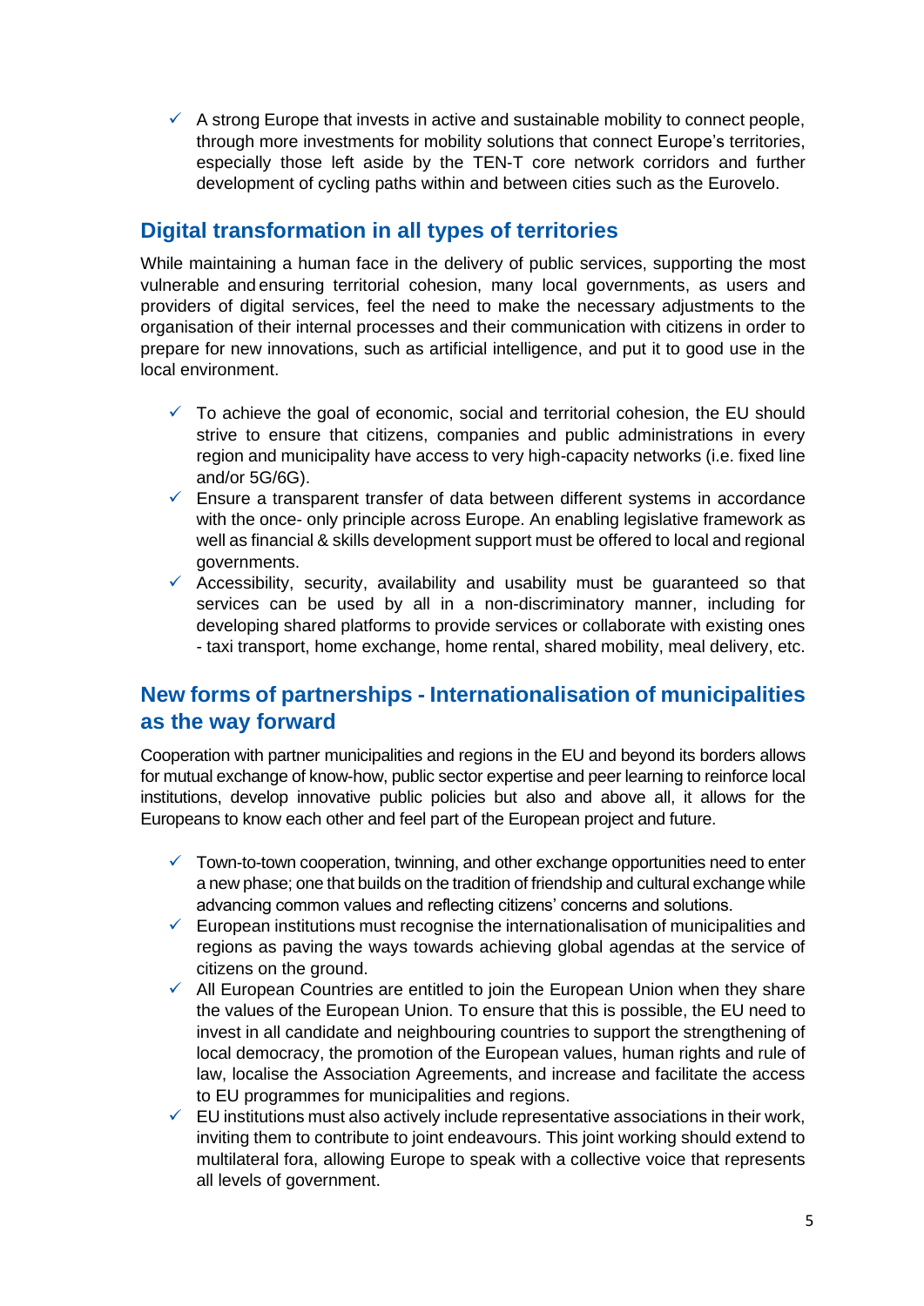- ✓ A strong Europe that invests in active and sustainable mobility to connect people, through more investments for mobility solutions that connect Europe's territories, especially those left aside by the TEN-T core network corridors and further development of cycling paths within and between cities such as the Eurovelo.

## Digital transformation in all types of territories

While maintaining a human face in the delivery of public services, supporting the most vulnerable and ensuring territorial cohesion, many local governments, as users and providers of digital services, feel the need to make the necessary adjustments to the organisation of their internal processes and their communication with citizens in order to prepare for new innovations, such as artificial intelligence, and put it to good use in the local environment.

- ✓ To achieve the goal of economic, social and territorial cohesion, the EU should strive to ensure that citizens, companies and public administrations in every region and municipality have access to very high-capacity networks (i.e. fixed line and/or 5G/6G).
- ✓ Ensure a transparent transfer of data between different systems in accordance with the once- only principle across Europe. An enabling legislative framework as well as financial & skills development support must be offered to local and regional governments.
- ✓ Accessibility, security, availability and usability must be guaranteed so that services can be used by all in a non-discriminatory manner, including for developing shared platforms to provide services or collaborate with existing ones - taxi transport, home exchange, home rental, shared mobility, meal delivery, etc.

## New forms of partnerships - Internationalisation of municipalities as the way forward

Cooperation with partner municipalities and regions in the EU and beyond its borders allows for mutual exchange of know-how, public sector expertise and peer learning to reinforce local institutions, develop innovative public policies but also and above all, it allows for the Europeans to know each other and feel part of the European project and future.

- ✓ Town-to-town cooperation, twinning, and other exchange opportunities need to enter a new phase; one that builds on the tradition of friendship and cultural exchange while advancing common values and reflecting citizens' concerns and solutions.
- ✓ European institutions must recognise the internationalisation of municipalities and regions as paving the ways towards achieving global agendas at the service of citizens on the ground.
- ✓ All European Countries are entitled to join the European Union when they share the values of the European Union. To ensure that this is possible, the EU need to invest in all candidate and neighbouring countries to support the strengthening of local democracy, the promotion of the European values, human rights and rule of law, localise the Association Agreements, and increase and facilitate the access to EU programmes for municipalities and regions.
- ✓ EU institutions must also actively include representative associations in their work, inviting them to contribute to joint endeavours. This joint working should extend to multilateral fora, allowing Europe to speak with a collective voice that represents all levels of government.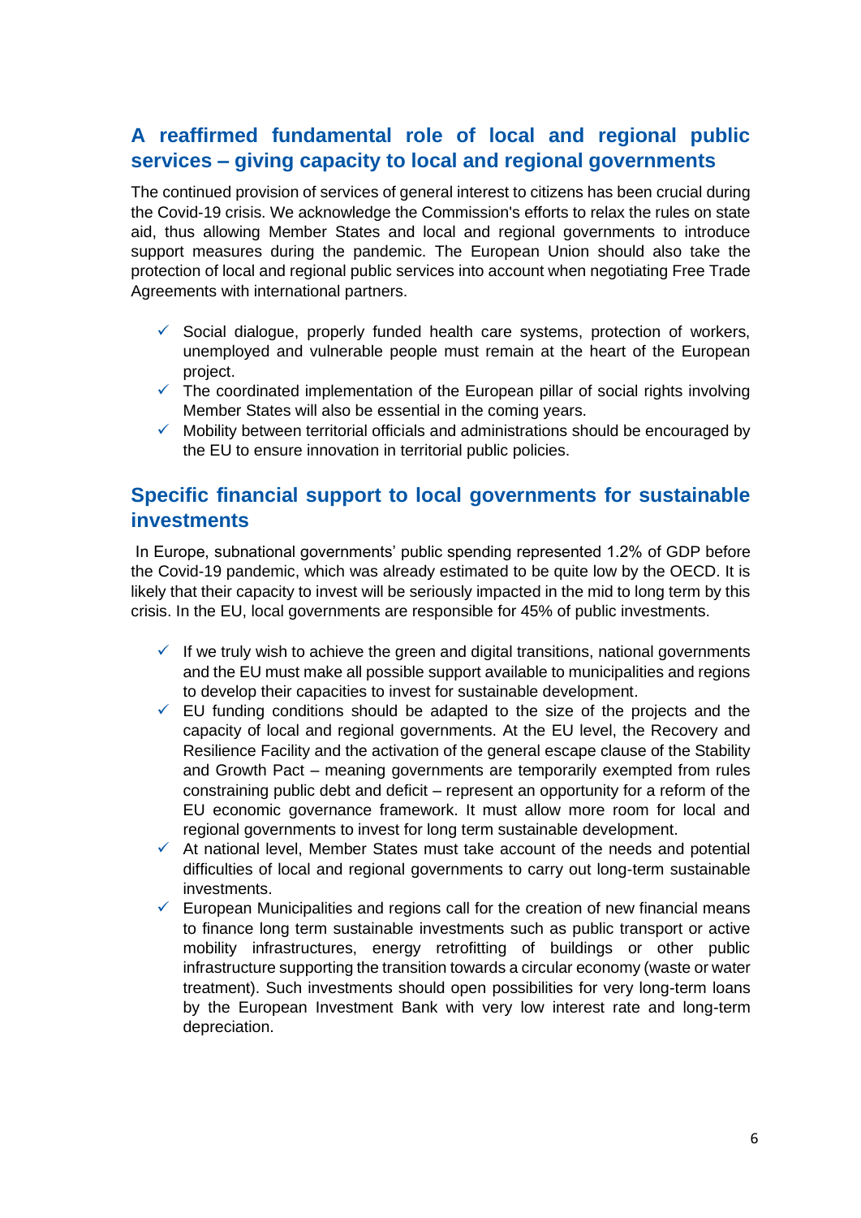## A reaffirmed fundamental role of local and regional public services – giving capacity to local and regional governments

The continued provision of services of general interest to citizens has been crucial during the Covid-19 crisis. We acknowledge the Commission's efforts to relax the rules on state aid, thus allowing Member States and local and regional governments to introduce support measures during the pandemic. The European Union should also take the protection of local and regional public services into account when negotiating Free Trade Agreements with international partners.

- ✓ Social dialogue, properly funded health care systems, protection of workers, unemployed and vulnerable people must remain at the heart of the European project.
- ✓ The coordinated implementation of the European pillar of social rights involving Member States will also be essential in the coming years.
- ✓ Mobility between territorial officials and administrations should be encouraged by the EU to ensure innovation in territorial public policies.

## Specific financial support to local governments for sustainable investments

In Europe, subnational governments' public spending represented 1.2% of GDP before the Covid-19 pandemic, which was already estimated to be quite low by the OECD. It is likely that their capacity to invest will be seriously impacted in the mid to long term by this crisis. In the EU, local governments are responsible for 45% of public investments.

- ✓ If we truly wish to achieve the green and digital transitions, national governments and the EU must make all possible support available to municipalities and regions to develop their capacities to invest for sustainable development.
- ✓ EU funding conditions should be adapted to the size of the projects and the capacity of local and regional governments. At the EU level, the Recovery and Resilience Facility and the activation of the general escape clause of the Stability and Growth Pact – meaning governments are temporarily exempted from rules constraining public debt and deficit – represent an opportunity for a reform of the EU economic governance framework. It must allow more room for local and regional governments to invest for long term sustainable development.
- ✓ At national level, Member States must take account of the needs and potential difficulties of local and regional governments to carry out long-term sustainable investments.
- ✓ European Municipalities and regions call for the creation of new financial means to finance long term sustainable investments such as public transport or active mobility infrastructures, energy retrofitting of buildings or other public infrastructure supporting the transition towards a circular economy (waste or water treatment). Such investments should open possibilities for very long-term loans by the European Investment Bank with very low interest rate and long-term depreciation.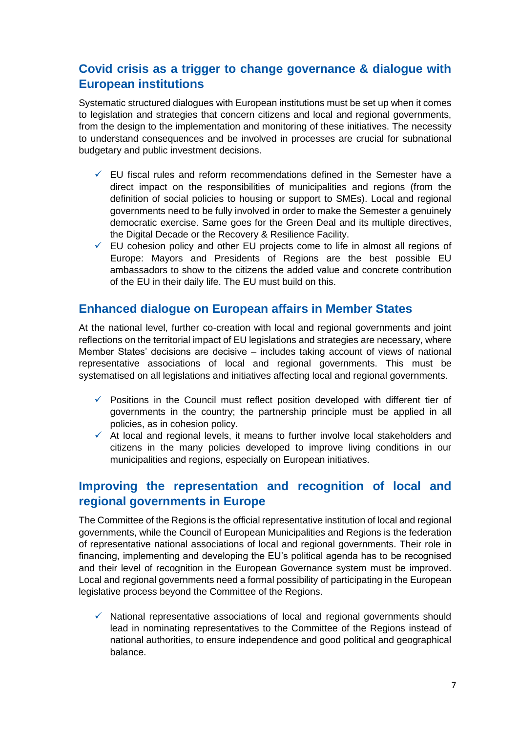## Covid crisis as a trigger to change governance & dialogue with European institutions

Systematic structured dialogues with European institutions must be set up when it comes to legislation and strategies that concern citizens and local and regional governments, from the design to the implementation and monitoring of these initiatives. The necessity to understand consequences and be involved in processes are crucial for subnational budgetary and public investment decisions.

- ✓ EU fiscal rules and reform recommendations defined in the Semester have a direct impact on the responsibilities of municipalities and regions (from the definition of social policies to housing or support to SMEs). Local and regional governments need to be fully involved in order to make the Semester a genuinely democratic exercise. Same goes for the Green Deal and its multiple directives, the Digital Decade or the Recovery & Resilience Facility.
- ✓ EU cohesion policy and other EU projects come to life in almost all regions of Europe: Mayors and Presidents of Regions are the best possible EU ambassadors to show to the citizens the added value and concrete contribution of the EU in their daily life. The EU must build on this.

## Enhanced dialogue on European affairs in Member States

At the national level, further co-creation with local and regional governments and joint reflections on the territorial impact of EU legislations and strategies are necessary, where Member States' decisions are decisive – includes taking account of views of national representative associations of local and regional governments. This must be systematised on all legislations and initiatives affecting local and regional governments.

- ✓ Positions in the Council must reflect position developed with different tier of governments in the country; the partnership principle must be applied in all policies, as in cohesion policy.
- ✓ At local and regional levels, it means to further involve local stakeholders and citizens in the many policies developed to improve living conditions in our municipalities and regions, especially on European initiatives.

## Improving the representation and recognition of local and regional governments in Europe

The Committee of the Regions is the official representative institution of local and regional governments, while the Council of European Municipalities and Regions is the federation of representative national associations of local and regional governments. Their role in financing, implementing and developing the EU's political agenda has to be recognised and their level of recognition in the European Governance system must be improved. Local and regional governments need a formal possibility of participating in the European legislative process beyond the Committee of the Regions.

- ✓ National representative associations of local and regional governments should lead in nominating representatives to the Committee of the Regions instead of national authorities, to ensure independence and good political and geographical balance.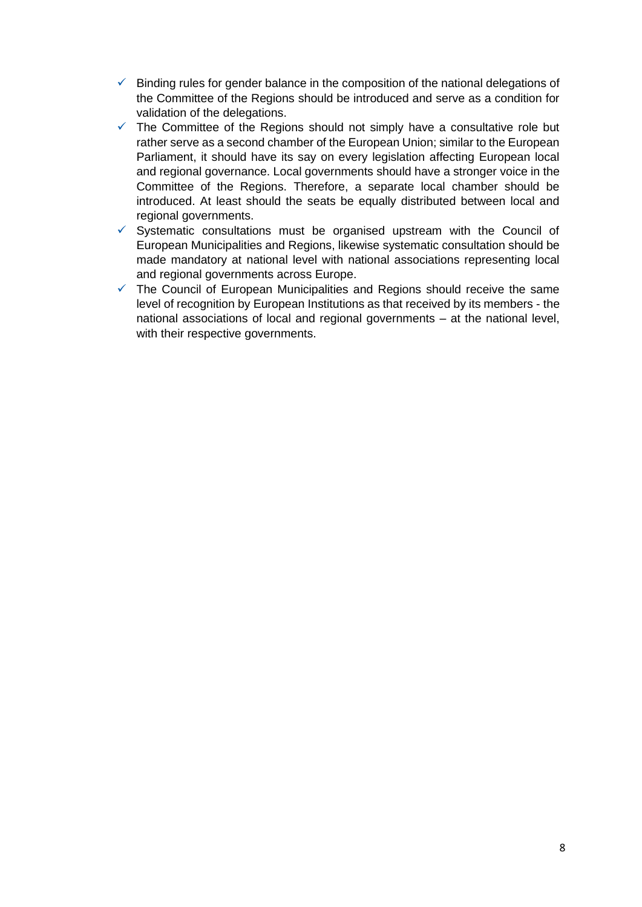- ✓ Binding rules for gender balance in the composition of the national delegations of the Committee of the Regions should be introduced and serve as a condition for validation of the delegations.
- ✓ The Committee of the Regions should not simply have a consultative role but rather serve as a second chamber of the European Union; similar to the European Parliament, it should have its say on every legislation affecting European local and regional governance. Local governments should have a stronger voice in the Committee of the Regions. Therefore, a separate local chamber should be introduced. At least should the seats be equally distributed between local and regional governments.
- ✓ Systematic consultations must be organised upstream with the Council of European Municipalities and Regions, likewise systematic consultation should be made mandatory at national level with national associations representing local and regional governments across Europe.
- ✓ The Council of European Municipalities and Regions should receive the same level of recognition by European Institutions as that received by its members - the national associations of local and regional governments – at the national level, with their respective governments.